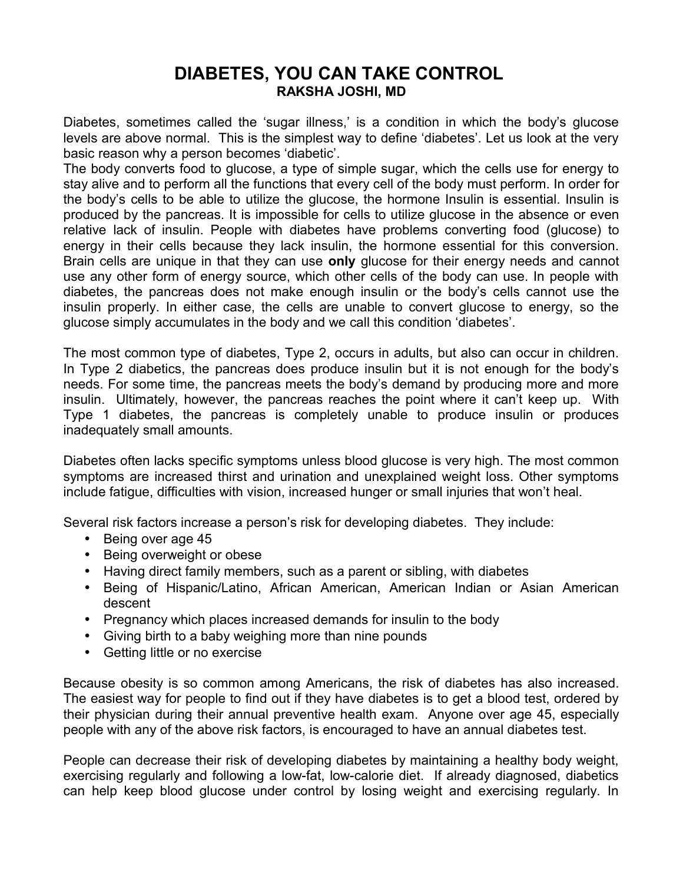# DIABETES, YOU CAN TAKE CONTROL

**RAKSHA JOSHI, MD**

Diabetes, sometimes called the 'sugar illness,' is a condition in which the body's glucose levels are above normal. This is the simplest way to define 'diabetes'. Let us look at the very basic reason why a person becomes 'diabetic'.

The body converts food to glucose, a type of simple sugar, which the cells use for energy to stay alive and to perform all the functions that every cell of the body must perform. In order for the body's cells to be able to utilize the glucose, the hormone Insulin is essential. Insulin is produced by the pancreas. It is impossible for cells to utilize glucose in the absence or even relative lack of insulin. People with diabetes have problems converting food (glucose) to energy in their cells because they lack insulin, the hormone essential for this conversion. Brain cells are unique in that they can use **only** glucose for their energy needs and cannot use any other form of energy source, which other cells of the body can use. In people with diabetes, the pancreas does not make enough insulin or the body's cells cannot use the insulin properly. In either case, the cells are unable to convert glucose to energy, so the glucose simply accumulates in the body and we call this condition 'diabetes'.

The most common type of diabetes, Type 2, occurs in adults, but also can occur in children. In Type 2 diabetics, the pancreas does produce insulin but it is not enough for the body's needs. For some time, the pancreas meets the body's demand by producing more and more insulin. Ultimately, however, the pancreas reaches the point where it can't keep up. With Type 1 diabetes, the pancreas is completely unable to produce insulin or produces inadequately small amounts.

Diabetes often lacks specific symptoms unless blood glucose is very high. The most common symptoms are increased thirst and urination and unexplained weight loss. Other symptoms include fatigue, difficulties with vision, increased hunger or small injuries that won't heal.

Several risk factors increase a person's risk for developing diabetes. They include:

- Being over age 45
- Being overweight or obese
- Having direct family members, such as a parent or sibling, with diabetes
- Being of Hispanic/Latino, African American, American Indian or Asian American descent
- Pregnancy which places increased demands for insulin to the body
- Giving birth to a baby weighing more than nine pounds
- Getting little or no exercise

Because obesity is so common among Americans, the risk of diabetes has also increased. The easiest way for people to find out if they have diabetes is to get a blood test, ordered by their physician during their annual preventive health exam. Anyone over age 45, especially people with any of the above risk factors, is encouraged to have an annual diabetes test.

People can decrease their risk of developing diabetes by maintaining a healthy body weight, exercising regularly and following a low-fat, low-calorie diet. If already diagnosed, diabetics can help keep blood glucose under control by losing weight and exercising regularly. In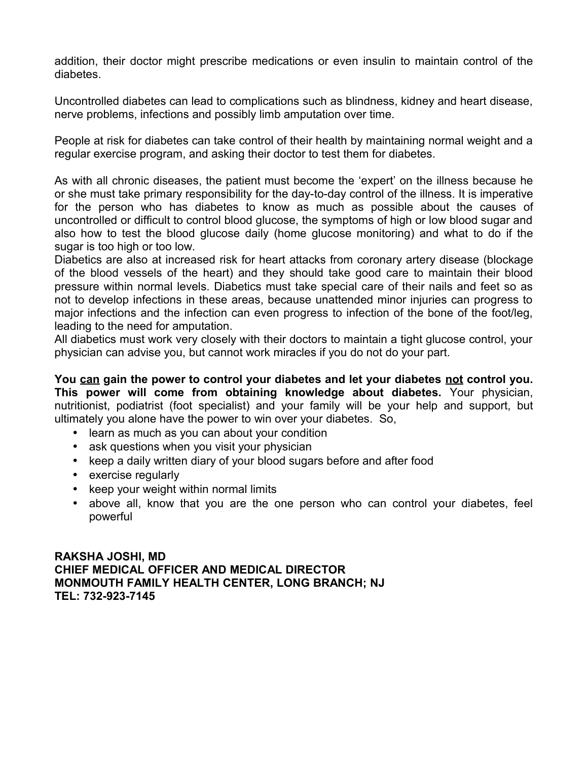addition, their doctor might prescribe medications or even insulin to maintain control of the diabetes.

Uncontrolled diabetes can lead to complications such as blindness, kidney and heart disease, nerve problems, infections and possibly limb amputation over time.

People at risk for diabetes can take control of their health by maintaining normal weight and a regular exercise program, and asking their doctor to test them for diabetes.

As with all chronic diseases, the patient must become the 'expert' on the illness because he or she must take primary responsibility for the day-to-day control of the illness. It is imperative for the person who has diabetes to know as much as possible about the causes of uncontrolled or difficult to control blood glucose, the symptoms of high or low blood sugar and also how to test the blood glucose daily (home glucose monitoring) and what to do if the sugar is too high or too low.

Diabetics are also at increased risk for heart attacks from coronary artery disease (blockage of the blood vessels of the heart) and they should take good care to maintain their blood pressure within normal levels. Diabetics must take special care of their nails and feet so as not to develop infections in these areas, because unattended minor injuries can progress to major infections and the infection can even progress to infection of the bone of the foot/leg, leading to the need for amputation.

All diabetics must work very closely with their doctors to maintain a tight glucose control, your physician can advise you, but cannot work miracles if you do not do your part.

**You <u>can</u> gain the power to control your diabetes and let your diabetes <u>not</u> control you. This power will come from obtaining knowledge about diabetes.** Your physician, nutritionist, podiatrist (foot specialist) and your family will be your help and support, but ultimately you alone have the power to win over your diabetes. So,

- learn as much as you can about your condition
- ask questions when you visit your physician
- keep a daily written diary of your blood sugars before and after food
- exercise regularly
- keep your weight within normal limits
- above all, know that you are the one person who can control your diabetes, feel powerful

**RAKSHA JOSHI, MD**
**CHIEF MEDICAL OFFICER AND MEDICAL DIRECTOR**
**MONMOUTH FAMILY HEALTH CENTER, LONG BRANCH; NJ**
**TEL: 732-923-7145**